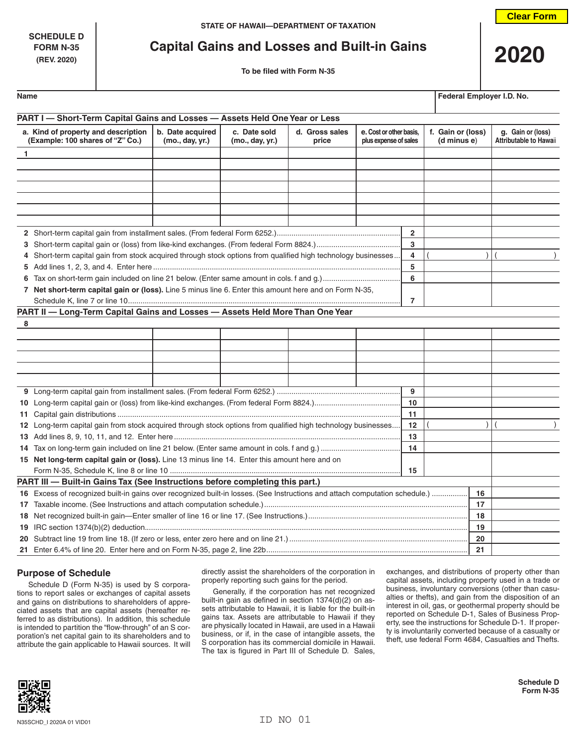SCHEDULE D
FORM N-35
(REV. 2020)

STATE OF HAWAII—DEPARTMENT OF TAXATION

# Capital Gains and Losses and Built-in Gains

To be filed with Form N-35

**2020**

Clear Form

| Name | Federal Employer I.D. No. |
|---|---|
| | |

## PART I — Short-Term Capital Gains and Losses — Assets Held One Year or Less

| a. Kind of property and description (Example: 100 shares of "Z" Co.) | b. Date acquired (mo., day, yr.) | c. Date sold (mo., day, yr.) | d. Gross sales price | e. Cost or other basis, plus expense of sales | f. Gain or (loss) (d minus e) | g. Gain or (loss) Attributable to Hawaii |
|---|---|---|---|---|---|---|
| 1 | | | | | | |
| | | | | | | |
| | | | | | | |
| | | | | | | |
| | | | | | | |
| | | | | | | |
| | | | | | | |

| Line | Description | | f. | g. |
|---|---|---|---|---|
| 2 | Short-term capital gain from installment sales. (From federal Form 6252.) | 2 | | |
| 3 | Short-term capital gain or (loss) from like-kind exchanges. (From federal Form 8824.) | 3 | | |
| 4 | Short-term capital gain from stock acquired through stock options from qualified high technology businesses | 4 | ( ) | ( ) |
| 5 | Add lines 1, 2, 3, and 4. Enter here | 5 | | |
| 6 | Tax on short-term gain included on line 21 below. (Enter same amount in cols. f and g.) | 6 | | |
| 7 | **Net short-term capital gain or (loss).** Line 5 minus line 6. Enter this amount here and on Form N-35, Schedule K, line 7 or line 10 | 7 | | |

## PART II — Long-Term Capital Gains and Losses — Assets Held More Than One Year

| a. | b. | c. | d. | e. | f. | g. |
|---|---|---|---|---|---|---|
| 8 | | | | | | |
| | | | | | | |
| | | | | | | |
| | | | | | | |
| | | | | | | |
| | | | | | | |

| Line | Description | | f. | g. |
|---|---|---|---|---|
| 9 | Long-term capital gain from installment sales. (From federal Form 6252.) | 9 | | |
| 10 | Long-term capital gain or (loss) from like-kind exchanges. (From federal Form 8824.) | 10 | | |
| 11 | Capital gain distributions | 11 | | |
| 12 | Long-term capital gain from stock acquired through stock options from qualified high technology businesses | 12 | ( ) | ( ) |
| 13 | Add lines 8, 9, 10, 11, and 12. Enter here | 13 | | |
| 14 | Tax on long-term gain included on line 21 below. (Enter same amount in cols. f and g.) | 14 | | |
| 15 | **Net long-term capital gain or (loss).** Line 13 minus line 14. Enter this amount here and on Form N-35, Schedule K, line 8 or line 10 | 15 | | |

## PART III — Built-in Gains Tax (See Instructions before completing this part.)

| Line | Description | | Amount |
|---|---|---|---|
| 16 | Excess of recognized built-in gains over recognized built-in losses. (See Instructions and attach computation schedule.) | 16 | |
| 17 | Taxable income. (See Instructions and attach computation schedule.) | 17 | |
| 18 | Net recognized built-in gain—Enter smaller of line 16 or line 17. (See Instructions.) | 18 | |
| 19 | IRC section 1374(b)(2) deduction | 19 | |
| 20 | Subtract line 19 from line 18. (If zero or less, enter zero here and on line 21.) | 20 | |
| 21 | Enter 6.4% of line 20. Enter here and on Form N-35, page 2, line 22b | 21 | |

### Purpose of Schedule

Schedule D (Form N-35) is used by S corporations to report sales or exchanges of capital assets and gains on distributions to shareholders of appreciated assets that are capital assets (hereafter referred to as distributions). In addition, this schedule is intended to partition the "flow-through" of an S corporation's net capital gain to its shareholders and to attribute the gain applicable to Hawaii sources. It will directly assist the shareholders of the corporation in properly reporting such gains for the period.

Generally, if the corporation has net recognized built-in gain as defined in section 1374(d)(2) on assets attributable to Hawaii, it is liable for the built-in gains tax. Assets are attributable to Hawaii if they are physically located in Hawaii, are used in a Hawaii business, or if, in the case of intangible assets, the S corporation has its commercial domicile in Hawaii. The tax is figured in Part III of Schedule D. Sales, exchanges, and distributions of property other than capital assets, including property used in a trade or business, involuntary conversions (other than casualties or thefts), and gain from the disposition of an interest in oil, gas, or geothermal property should be reported on Schedule D-1, Sales of Business Property, see the instructions for Schedule D-1. If property is involuntarily converted because of a casualty or theft, use federal Form 4684, Casualties and Thefts.

N35SCHD_I 2020A 01 VID01

ID NO 01

Schedule D
Form N-35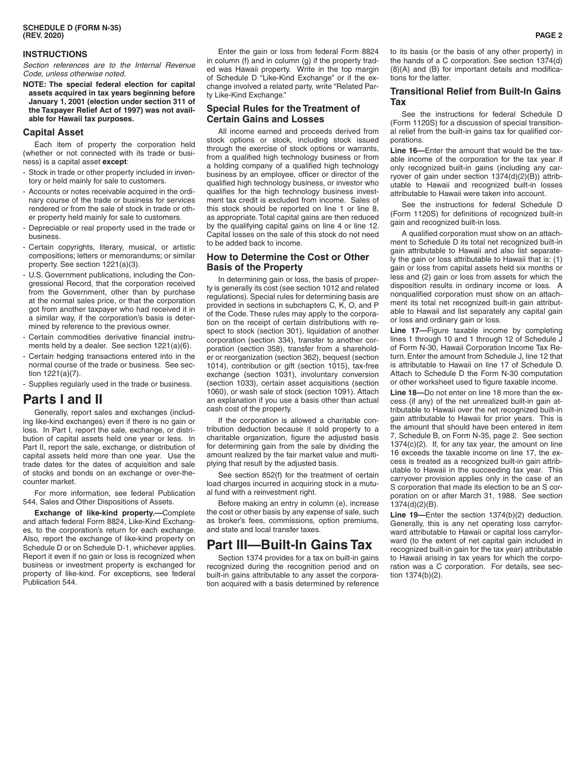## INSTRUCTIONS

*Section references are to the Internal Revenue Code, unless otherwise noted.*

**NOTE: The special federal election for capital assets acquired in tax years beginning before January 1, 2001 (election under section 311 of the Taxpayer Relief Act of 1997) was not available for Hawaii tax purposes.**

### Capital Asset

Each item of property the corporation held (whether or not connected with its trade or business) is a capital asset **except**:

- Stock in trade or other property included in inventory or held mainly for sale to customers.
- Accounts or notes receivable acquired in the ordinary course of the trade or business for services rendered or from the sale of stock in trade or other property held mainly for sale to customers.
- Depreciable or real property used in the trade or business.
- Certain copyrights, literary, musical, or artistic compositions; letters or memorandums; or similar property. See section 1221(a)(3).
- U.S. Government publications, including the Congressional Record, that the corporation received from the Government, other than by purchase at the normal sales price, or that the corporation got from another taxpayer who had received it in a similar way, if the corporation's basis is determined by reference to the previous owner.
- Certain commodities derivative financial instruments held by a dealer. See section 1221(a)(6).
- Certain hedging transactions entered into in the normal course of the trade or business. See section 1221(a)(7).
- Supplies regularly used in the trade or business.

# Parts I and II

Generally, report sales and exchanges (including like-kind exchanges) even if there is no gain or loss. In Part I, report the sale, exchange, or distribution of capital assets held one year or less. In Part II, report the sale, exchange, or distribution of capital assets held more than one year. Use the trade dates for the dates of acquisition and sale of stocks and bonds on an exchange or over-the-counter market.

For more information, see federal Publication 544, Sales and Other Dispositions of Assets.

**Exchange of like-kind property.—**Complete and attach federal Form 8824, Like-Kind Exchanges, to the corporation's return for each exchange. Also, report the exchange of like-kind property on Schedule D or on Schedule D-1, whichever applies. Report it even if no gain or loss is recognized when business or investment property is exchanged for property of like-kind. For exceptions, see federal Publication 544.

Enter the gain or loss from federal Form 8824 in column (f) and in column (g) if the property traded was Hawaii property. Write in the top margin of Schedule D "Like-Kind Exchange" or if the exchange involved a related party, write "Related Party Like-Kind Exchange."

### Special Rules for the Treatment of Certain Gains and Losses

All income earned and proceeds derived from stock options or stock, including stock issued through the exercise of stock options or warrants, from a qualified high technology business or from a holding company of a qualified high technology business by an employee, officer or director of the qualified high technology business, or investor who qualifies for the high technology business investment tax credit is excluded from income. Sales of this stock should be reported on line 1 or line 8, as appropriate. Total capital gains are then reduced by the qualifying capital gains on line 4 or line 12. Capital losses on the sale of this stock do not need to be added back to income.

### How to Determine the Cost or Other Basis of the Property

In determining gain or loss, the basis of property is generally its cost (see section 1012 and related regulations). Special rules for determining basis are provided in sections in subchapters C, K, O, and P of the Code. These rules may apply to the corporation on the receipt of certain distributions with respect to stock (section 301), liquidation of another corporation (section 334), transfer to another corporation (section 358), transfer from a shareholder or reorganization (section 362), bequest (section 1014), contribution or gift (section 1015), tax-free exchange (section 1031), involuntary conversion (section 1033), certain asset acquisitions (section 1060), or wash sale of stock (section 1091). Attach an explanation if you use a basis other than actual cash cost of the property.

If the corporation is allowed a charitable contribution deduction because it sold property to a charitable organization, figure the adjusted basis for determining gain from the sale by dividing the amount realized by the fair market value and multiplying that result by the adjusted basis.

See section 852(f) for the treatment of certain load charges incurred in acquiring stock in a mutual fund with a reinvestment right.

Before making an entry in column (e), increase the cost or other basis by any expense of sale, such as broker's fees, commissions, option premiums, and state and local transfer taxes.

# Part III—Built-In Gains Tax

Section 1374 provides for a tax on built-in gains recognized during the recognition period and on built-in gains attributable to any asset the corporation acquired with a basis determined by reference to its basis (or the basis of any other property) in the hands of a C corporation. See section 1374(d)(8)(A) and (B) for important details and modifications for the latter.

### Transitional Relief from Built-In Gains Tax

See the instructions for federal Schedule D (Form 1120S) for a discussion of special transitional relief from the built-in gains tax for qualified corporations.

**Line 16—**Enter the amount that would be the taxable income of the corporation for the tax year if only recognized built-in gains (including any carryover of gain under section 1374(d)(2)(B)) attributable to Hawaii and recognized built-in losses attributable to Hawaii were taken into account.

See the instructions for federal Schedule D (Form 1120S) for definitions of recognized built-in gain and recognized built-in loss.

A qualified corporation must show on an attachment to Schedule D its total net recognized built-in gain attributable to Hawaii and also list separately the gain or loss attributable to Hawaii that is: (1) gain or loss from capital assets held six months or less and (2) gain or loss from assets for which the disposition results in ordinary income or loss. A nonqualified corporation must show on an attachment its total net recognized built-in gain attributable to Hawaii and list separately any capital gain or loss and ordinary gain or loss.

**Line 17—**Figure taxable income by completing lines 1 through 10 and 1 through 12 of Schedule J of Form N-30, Hawaii Corporation Income Tax Return. Enter the amount from Schedule J, line 12 that is attributable to Hawaii on line 17 of Schedule D. Attach to Schedule D the Form N-30 computation or other worksheet used to figure taxable income.

**Line 18—**Do not enter on line 18 more than the excess (if any) of the net unrealized built-in gain attributable to Hawaii over the net recognized built-in gain attributable to Hawaii for prior years. This is the amount that should have been entered in item 7, Schedule B, on Form N-35, page 2. See section 1374(c)(2). If, for any tax year, the amount on line 16 exceeds the taxable income on line 17, the excess is treated as a recognized built-in gain attributable to Hawaii in the succeeding tax year. This carryover provision applies only in the case of an S corporation that made its election to be an S corporation on or after March 31, 1988. See section 1374(d)(2)(B).

**Line 19—**Enter the section 1374(b)(2) deduction. Generally, this is any net operating loss carryforward attributable to Hawaii or capital loss carryforward (to the extent of net capital gain included in recognized built-in gain for the tax year) attributable to Hawaii arising in tax years for which the corporation was a C corporation. For details, see section 1374(b)(2).